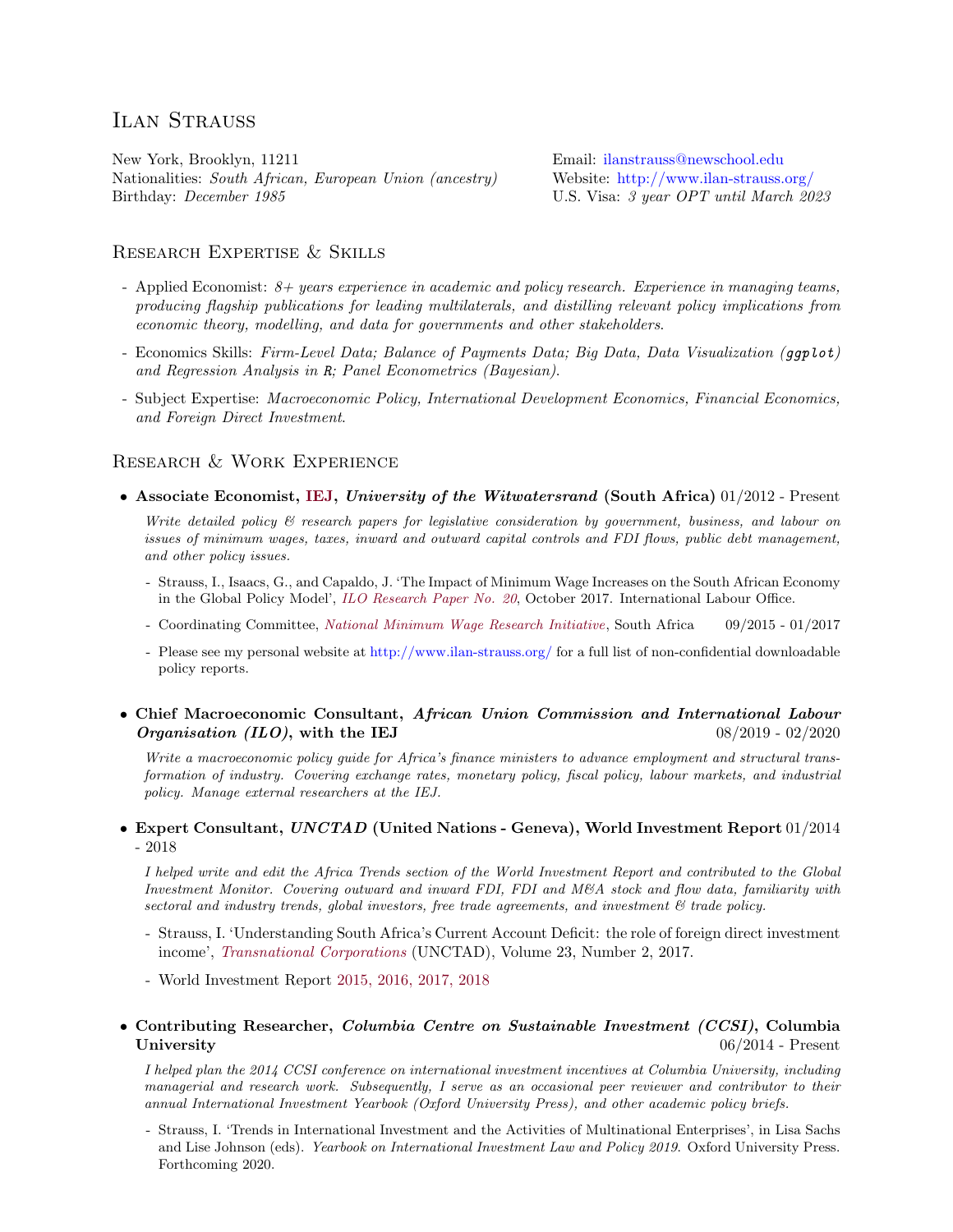# Ilan Strauss

New York, Brooklyn, 11211
Nationalities: *South African, European Union (ancestry)*
Birthday: *December 1985*

Email: ilanstrauss@newschool.edu
Website: http://www.ilan-strauss.org/
U.S. Visa: *3 year OPT until March 2023*

## Research Expertise & Skills

- Applied Economist: *8+ years experience in academic and policy research. Experience in managing teams, producing flagship publications for leading multilaterals, and distilling relevant policy implications from economic theory, modelling, and data for governments and other stakeholders.*
- Economics Skills: *Firm-Level Data; Balance of Payments Data; Big Data, Data Visualization (`ggplot`) and Regression Analysis in `R`; Panel Econometrics (Bayesian).*
- Subject Expertise: *Macroeconomic Policy, International Development Economics, Financial Economics, and Foreign Direct Investment.*

## Research & Work Experience

- **Associate Economist, IEJ, *University of the Witwatersrand* (South Africa)** 01/2012 - Present

  *Write detailed policy & research papers for legislative consideration by government, business, and labour on issues of minimum wages, taxes, inward and outward capital controls and FDI flows, public debt management, and other policy issues.*

  - Strauss, I., Isaacs, G., and Capaldo, J. 'The Impact of Minimum Wage Increases on the South African Economy in the Global Policy Model', *ILO Research Paper No. 20*, October 2017. International Labour Office.
  - Coordinating Committee, *National Minimum Wage Research Initiative*, South Africa 09/2015 - 01/2017
  - Please see my personal website at http://www.ilan-strauss.org/ for a full list of non-confidential downloadable policy reports.

- **Chief Macroeconomic Consultant, *African Union Commission and International Labour Organisation (ILO)*, with the IEJ** 08/2019 - 02/2020

  *Write a macroeconomic policy guide for Africa's finance ministers to advance employment and structural transformation of industry. Covering exchange rates, monetary policy, fiscal policy, labour markets, and industrial policy. Manage external researchers at the IEJ.*

- **Expert Consultant, *UNCTAD* (United Nations - Geneva), World Investment Report** 01/2014 - 2018

  *I helped write and edit the Africa Trends section of the World Investment Report and contributed to the Global Investment Monitor. Covering outward and inward FDI, FDI and M&A stock and flow data, familiarity with sectoral and industry trends, global investors, free trade agreements, and investment & trade policy.*

  - Strauss, I. 'Understanding South Africa's Current Account Deficit: the role of foreign direct investment income', *Transnational Corporations* (UNCTAD), Volume 23, Number 2, 2017.
  - World Investment Report 2015, 2016, 2017, 2018

- **Contributing Researcher, *Columbia Centre on Sustainable Investment (CCSI)*, Columbia University** 06/2014 - Present

  *I helped plan the 2014 CCSI conference on international investment incentives at Columbia University, including managerial and research work. Subsequently, I serve as an occasional peer reviewer and contributor to their annual International Investment Yearbook (Oxford University Press), and other academic policy briefs.*

  - Strauss, I. 'Trends in International Investment and the Activities of Multinational Enterprises', in Lisa Sachs and Lise Johnson (eds). *Yearbook on International Investment Law and Policy 2019*. Oxford University Press. Forthcoming 2020.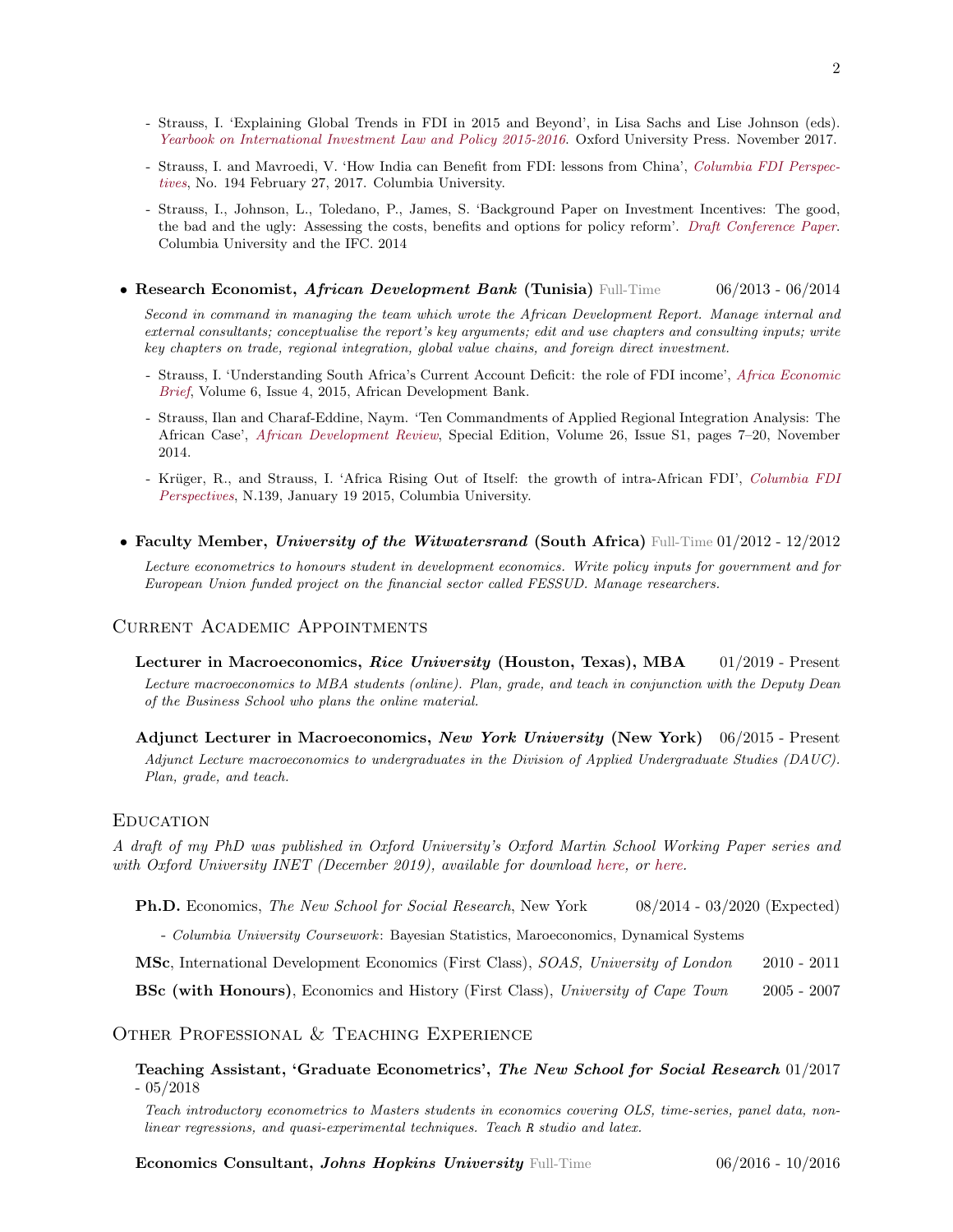- Strauss, I. 'Explaining Global Trends in FDI in 2015 and Beyond', in Lisa Sachs and Lise Johnson (eds). *Yearbook on International Investment Law and Policy 2015-2016*. Oxford University Press. November 2017.

- Strauss, I. and Mavroedi, V. 'How India can Benefit from FDI: lessons from China', *Columbia FDI Perspectives*, No. 194 February 27, 2017. Columbia University.

- Strauss, I., Johnson, L., Toledano, P., James, S. 'Background Paper on Investment Incentives: The good, the bad and the ugly: Assessing the costs, benefits and options for policy reform'. *Draft Conference Paper*. Columbia University and the IFC. 2014

- **Research Economist, *African Development Bank* (Tunisia)** Full-Time 06/2013 - 06/2014

  *Second in command in managing the team which wrote the African Development Report. Manage internal and external consultants; conceptualise the report's key arguments; edit and use chapters and consulting inputs; write key chapters on trade, regional integration, global value chains, and foreign direct investment.*

  - Strauss, I. 'Understanding South Africa's Current Account Deficit: the role of FDI income', *Africa Economic Brief*, Volume 6, Issue 4, 2015, African Development Bank.

  - Strauss, Ilan and Charaf-Eddine, Naym. 'Ten Commandments of Applied Regional Integration Analysis: The African Case', *African Development Review*, Special Edition, Volume 26, Issue S1, pages 7–20, November 2014.

  - Krüger, R., and Strauss, I. 'Africa Rising Out of Itself: the growth of intra-African FDI', *Columbia FDI Perspectives*, N.139, January 19 2015, Columbia University.

- **Faculty Member, *University of the Witwatersrand* (South Africa)** Full-Time 01/2012 - 12/2012

  *Lecture econometrics to honours student in development economics. Write policy inputs for government and for European Union funded project on the financial sector called FESSUD. Manage researchers.*

## Current Academic Appointments

**Lecturer in Macroeconomics, *Rice University* (Houston, Texas), MBA** 01/2019 - Present

*Lecture macroeconomics to MBA students (online). Plan, grade, and teach in conjunction with the Deputy Dean of the Business School who plans the online material.*

**Adjunct Lecturer in Macroeconomics, *New York University* (New York)** 06/2015 - Present

*Adjunct Lecture macroeconomics to undergraduates in the Division of Applied Undergraduate Studies (DAUC). Plan, grade, and teach.*

## Education

*A draft of my PhD was published in Oxford University's Oxford Martin School Working Paper series and with Oxford University INET (December 2019), available for download here, or here.*

**Ph.D.** Economics, *The New School for Social Research*, New York 08/2014 - 03/2020 (Expected)

- *Columbia University Coursework*: Bayesian Statistics, Maroeconomics, Dynamical Systems

**MSc**, International Development Economics (First Class), *SOAS, University of London* 2010 - 2011

**BSc (with Honours)**, Economics and History (First Class), *University of Cape Town* 2005 - 2007

## Other Professional & Teaching Experience

**Teaching Assistant, 'Graduate Econometrics', *The New School for Social Research*** 01/2017 - 05/2018

*Teach introductory econometrics to Masters students in economics covering OLS, time-series, panel data, non-linear regressions, and quasi-experimental techniques. Teach R studio and latex.*

**Economics Consultant, *Johns Hopkins University*** Full-Time 06/2016 - 10/2016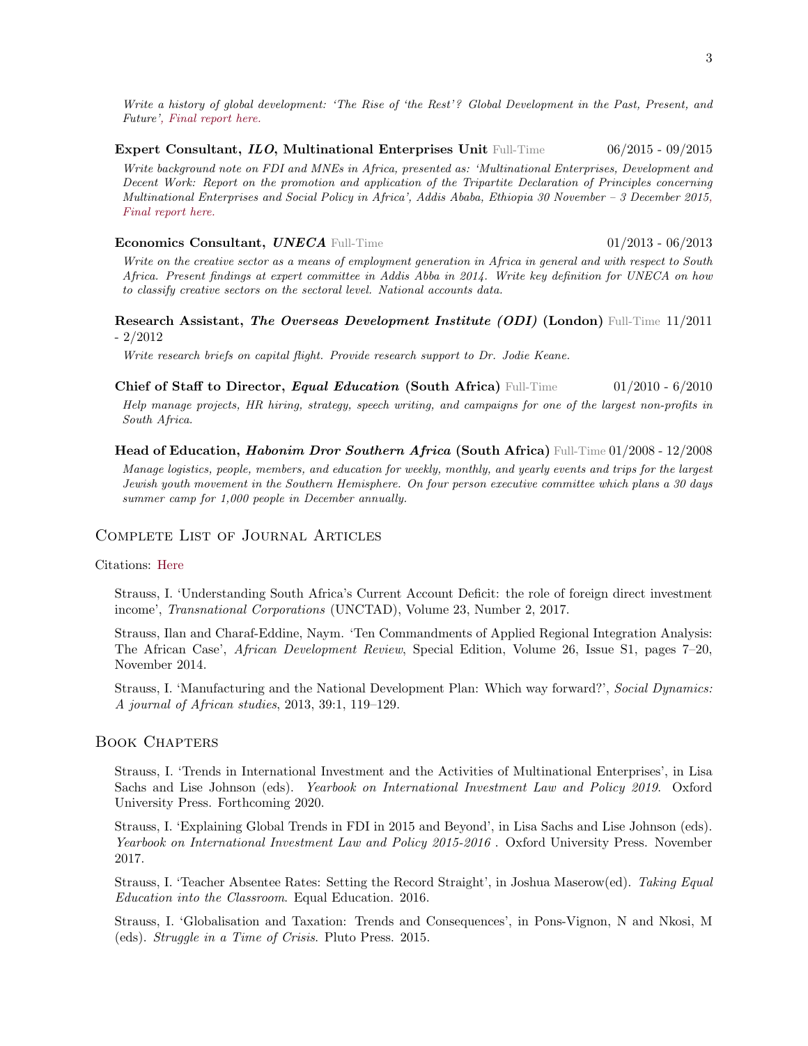*Write a history of global development: 'The Rise of 'the Rest'? Global Development in the Past, Present, and Future', Final report here.*

**Expert Consultant, *ILO*, Multinational Enterprises Unit** Full-Time 06/2015 - 09/2015

*Write background note on FDI and MNEs in Africa, presented as: 'Multinational Enterprises, Development and Decent Work: Report on the promotion and application of the Tripartite Declaration of Principles concerning Multinational Enterprises and Social Policy in Africa', Addis Ababa, Ethiopia 30 November – 3 December 2015, Final report here.*

**Economics Consultant, *UNECA*** Full-Time 01/2013 - 06/2013

*Write on the creative sector as a means of employment generation in Africa in general and with respect to South Africa. Present findings at expert committee in Addis Abba in 2014. Write key definition for UNECA on how to classify creative sectors on the sectoral level. National accounts data.*

**Research Assistant, *The Overseas Development Institute (ODI)* (London)** Full-Time 11/2011 - 2/2012

*Write research briefs on capital flight. Provide research support to Dr. Jodie Keane.*

**Chief of Staff to Director, *Equal Education* (South Africa)** Full-Time 01/2010 - 6/2010

*Help manage projects, HR hiring, strategy, speech writing, and campaigns for one of the largest non-profits in South Africa.*

**Head of Education, *Habonim Dror Southern Africa* (South Africa)** Full-Time 01/2008 - 12/2008

*Manage logistics, people, members, and education for weekly, monthly, and yearly events and trips for the largest Jewish youth movement in the Southern Hemisphere. On four person executive committee which plans a 30 days summer camp for 1,000 people in December annually.*

## Complete List of Journal Articles

Citations: Here

Strauss, I. 'Understanding South Africa's Current Account Deficit: the role of foreign direct investment income', *Transnational Corporations* (UNCTAD), Volume 23, Number 2, 2017.

Strauss, Ilan and Charaf-Eddine, Naym. 'Ten Commandments of Applied Regional Integration Analysis: The African Case', *African Development Review*, Special Edition, Volume 26, Issue S1, pages 7–20, November 2014.

Strauss, I. 'Manufacturing and the National Development Plan: Which way forward?', *Social Dynamics: A journal of African studies*, 2013, 39:1, 119–129.

## Book Chapters

Strauss, I. 'Trends in International Investment and the Activities of Multinational Enterprises', in Lisa Sachs and Lise Johnson (eds). *Yearbook on International Investment Law and Policy 2019*. Oxford University Press. Forthcoming 2020.

Strauss, I. 'Explaining Global Trends in FDI in 2015 and Beyond', in Lisa Sachs and Lise Johnson (eds). *Yearbook on International Investment Law and Policy 2015-2016*. Oxford University Press. November 2017.

Strauss, I. 'Teacher Absentee Rates: Setting the Record Straight', in Joshua Maserow(ed). *Taking Equal Education into the Classroom*. Equal Education. 2016.

Strauss, I. 'Globalisation and Taxation: Trends and Consequences', in Pons-Vignon, N and Nkosi, M (eds). *Struggle in a Time of Crisis*. Pluto Press. 2015.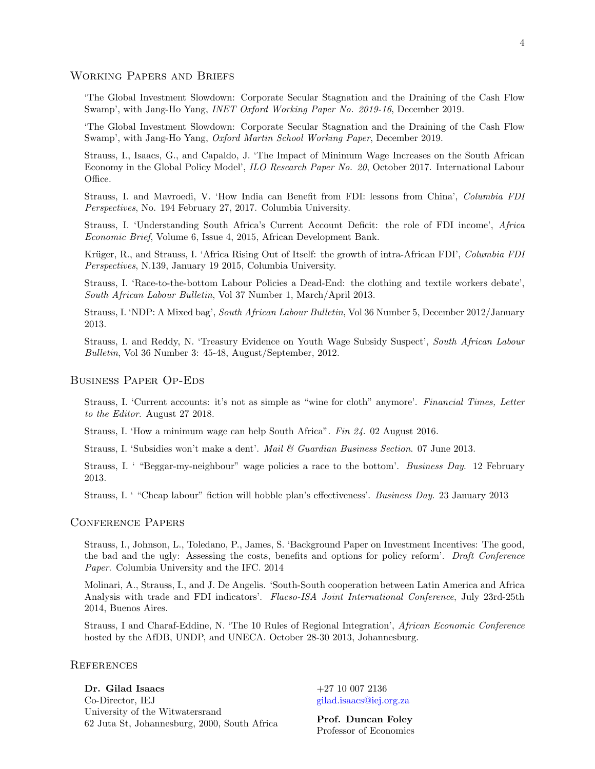## Working Papers and Briefs

'The Global Investment Slowdown: Corporate Secular Stagnation and the Draining of the Cash Flow Swamp', with Jang-Ho Yang, *INET Oxford Working Paper No. 2019-16*, December 2019.

'The Global Investment Slowdown: Corporate Secular Stagnation and the Draining of the Cash Flow Swamp', with Jang-Ho Yang, *Oxford Martin School Working Paper*, December 2019.

Strauss, I., Isaacs, G., and Capaldo, J. 'The Impact of Minimum Wage Increases on the South African Economy in the Global Policy Model', *ILO Research Paper No. 20*, October 2017. International Labour Office.

Strauss, I. and Mavroedi, V. 'How India can Benefit from FDI: lessons from China', *Columbia FDI Perspectives*, No. 194 February 27, 2017. Columbia University.

Strauss, I. 'Understanding South Africa's Current Account Deficit: the role of FDI income', *Africa Economic Brief*, Volume 6, Issue 4, 2015, African Development Bank.

Krüger, R., and Strauss, I. 'Africa Rising Out of Itself: the growth of intra-African FDI', *Columbia FDI Perspectives*, N.139, January 19 2015, Columbia University.

Strauss, I. 'Race-to-the-bottom Labour Policies a Dead-End: the clothing and textile workers debate', *South African Labour Bulletin*, Vol 37 Number 1, March/April 2013.

Strauss, I. 'NDP: A Mixed bag', *South African Labour Bulletin*, Vol 36 Number 5, December 2012/January 2013.

Strauss, I. and Reddy, N. 'Treasury Evidence on Youth Wage Subsidy Suspect', *South African Labour Bulletin*, Vol 36 Number 3: 45-48, August/September, 2012.

## Business Paper Op-Eds

Strauss, I. 'Current accounts: it's not as simple as "wine for cloth" anymore'. *Financial Times, Letter to the Editor.* August 27 2018.

Strauss, I. 'How a minimum wage can help South Africa". *Fin 24.* 02 August 2016.

Strauss, I. 'Subsidies won't make a dent'. *Mail & Guardian Business Section.* 07 June 2013.

Strauss, I. ' "Beggar-my-neighbour" wage policies a race to the bottom'. *Business Day.* 12 February 2013.

Strauss, I. ' "Cheap labour" fiction will hobble plan's effectiveness'. *Business Day.* 23 January 2013

## Conference Papers

Strauss, I., Johnson, L., Toledano, P., James, S. 'Background Paper on Investment Incentives: The good, the bad and the ugly: Assessing the costs, benefits and options for policy reform'. *Draft Conference Paper.* Columbia University and the IFC. 2014

Molinari, A., Strauss, I., and J. De Angelis. 'South-South cooperation between Latin America and Africa Analysis with trade and FDI indicators'. *Flacso-ISA Joint International Conference*, July 23rd-25th 2014, Buenos Aires.

Strauss, I and Charaf-Eddine, N. 'The 10 Rules of Regional Integration', *African Economic Conference* hosted by the AfDB, UNDP, and UNECA. October 28-30 2013, Johannesburg.

## References

**Dr. Gilad Isaacs**
Co-Director, IEJ
University of the Witwatersrand
62 Juta St, Johannesburg, 2000, South Africa
+27 10 007 2136
gilad.isaacs@iej.org.za

**Prof. Duncan Foley**
Professor of Economics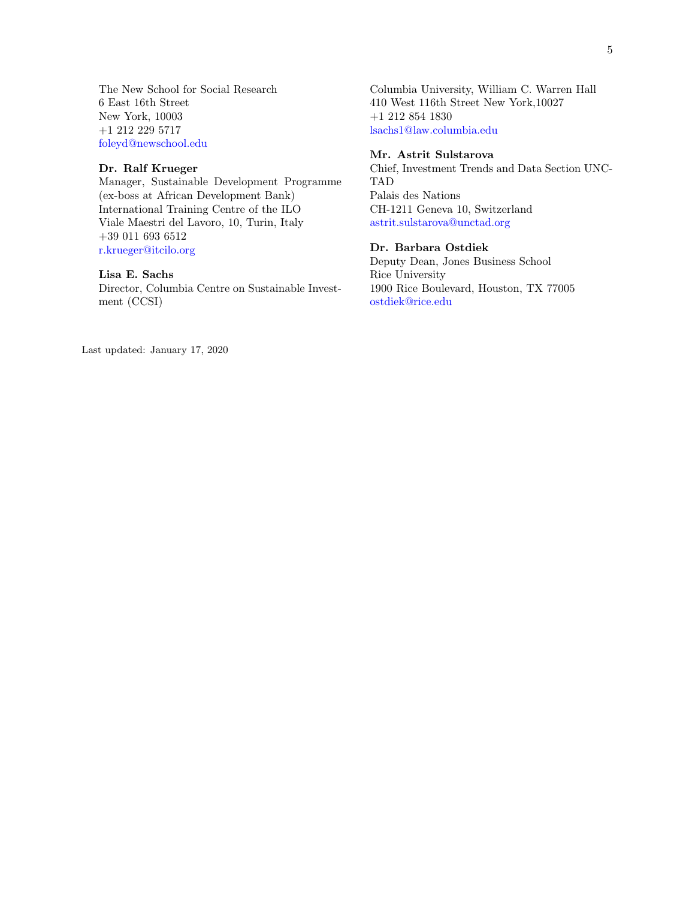The New School for Social Research
6 East 16th Street
New York, 10003
+1 212 229 5717
foleyd@newschool.edu

**Dr. Ralf Krueger**
Manager, Sustainable Development Programme
(ex-boss at African Development Bank)
International Training Centre of the ILO
Viale Maestri del Lavoro, 10, Turin, Italy
+39 011 693 6512
r.krueger@itcilo.org

**Lisa E. Sachs**
Director, Columbia Centre on Sustainable Investment (CCSI)
Columbia University, William C. Warren Hall
410 West 116th Street New York,10027
+1 212 854 1830
lsachs1@law.columbia.edu

**Mr. Astrit Sulstarova**
Chief, Investment Trends and Data Section UNCTAD
Palais des Nations
CH-1211 Geneva 10, Switzerland
astrit.sulstarova@unctad.org

**Dr. Barbara Ostdiek**
Deputy Dean, Jones Business School
Rice University
1900 Rice Boulevard, Houston, TX 77005
ostdiek@rice.edu

Last updated: January 17, 2020